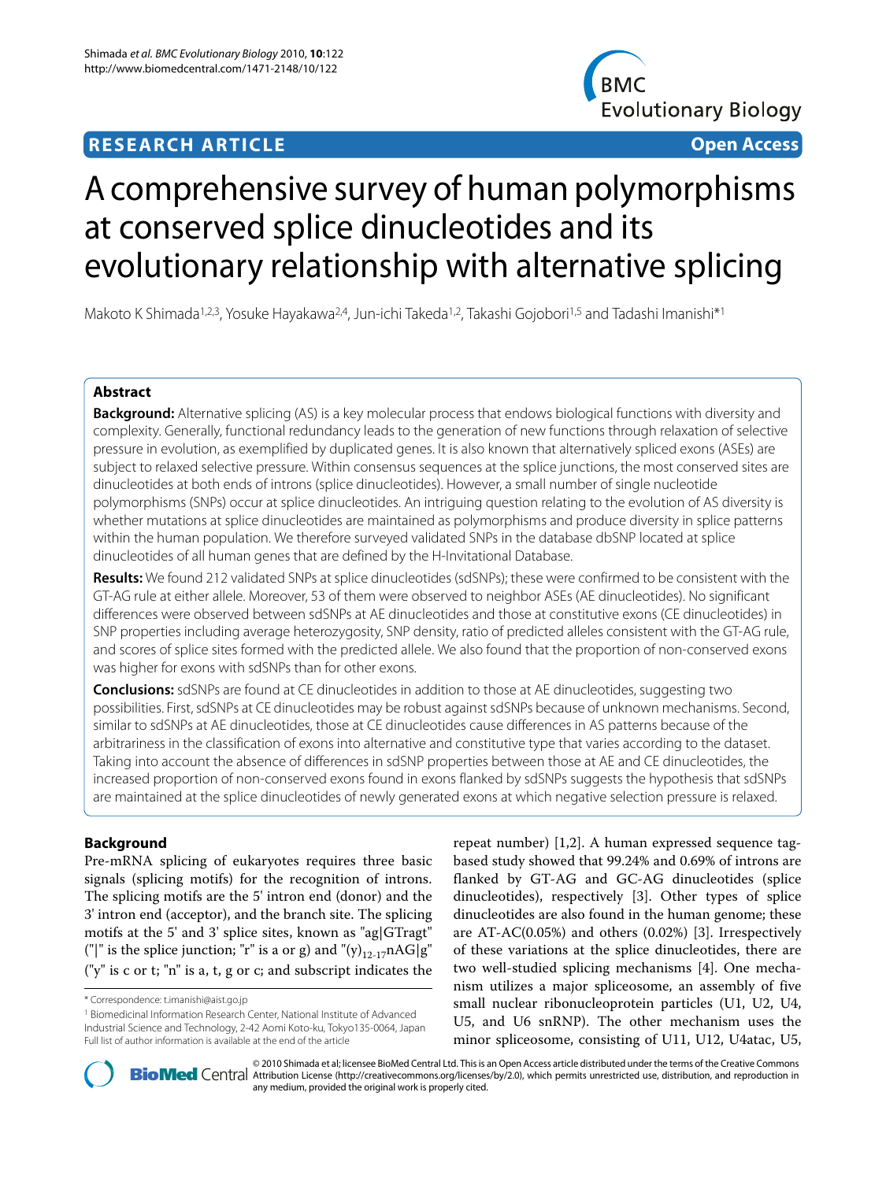**RESEARCH ARTICLE** **Open Access**

# A comprehensive survey of human polymorphisms at conserved splice dinucleotides and its evolutionary relationship with alternative splicing

Makoto K Shimada[1,2,3], Yosuke Hayakawa[2,4], Jun-ichi Takeda[1,2], Takashi Gojobori[1,5] and Tadashi Imanishi*[1]

## Abstract

**Background:** Alternative splicing (AS) is a key molecular process that endows biological functions with diversity and complexity. Generally, functional redundancy leads to the generation of new functions through relaxation of selective pressure in evolution, as exemplified by duplicated genes. It is also known that alternatively spliced exons (ASEs) are subject to relaxed selective pressure. Within consensus sequences at the splice junctions, the most conserved sites are dinucleotides at both ends of introns (splice dinucleotides). However, a small number of single nucleotide polymorphisms (SNPs) occur at splice dinucleotides. An intriguing question relating to the evolution of AS diversity is whether mutations at splice dinucleotides are maintained as polymorphisms and produce diversity in splice patterns within the human population. We therefore surveyed validated SNPs in the database dbSNP located at splice dinucleotides of all human genes that are defined by the H-Invitational Database.

**Results:** We found 212 validated SNPs at splice dinucleotides (sdSNPs); these were confirmed to be consistent with the GT-AG rule at either allele. Moreover, 53 of them were observed to neighbor ASEs (AE dinucleotides). No significant differences were observed between sdSNPs at AE dinucleotides and those at constitutive exons (CE dinucleotides) in SNP properties including average heterozygosity, SNP density, ratio of predicted alleles consistent with the GT-AG rule, and scores of splice sites formed with the predicted allele. We also found that the proportion of non-conserved exons was higher for exons with sdSNPs than for other exons.

**Conclusions:** sdSNPs are found at CE dinucleotides in addition to those at AE dinucleotides, suggesting two possibilities. First, sdSNPs at CE dinucleotides may be robust against sdSNPs because of unknown mechanisms. Second, similar to sdSNPs at AE dinucleotides, those at CE dinucleotides cause differences in AS patterns because of the arbitrariness in the classification of exons into alternative and constitutive type that varies according to the dataset. Taking into account the absence of differences in sdSNP properties between those at AE and CE dinucleotides, the increased proportion of non-conserved exons found in exons flanked by sdSNPs suggests the hypothesis that sdSNPs are maintained at the splice dinucleotides of newly generated exons at which negative selection pressure is relaxed.

## Background

Pre-mRNA splicing of eukaryotes requires three basic signals (splicing motifs) for the recognition of introns. The splicing motifs are the 5' intron end (donor) and the 3' intron end (acceptor), and the branch site. The splicing motifs at the 5' and 3' splice sites, known as "ag|GTragt" ("|" is the splice junction; "r" is a or g) and "$(y)_{12\text{-}17}$nAG|g" ("y" is c or t; "n" is a, t, g or c; and subscript indicates the repeat number) [1,2]. A human expressed sequence tag-based study showed that 99.24% and 0.69% of introns are flanked by GT-AG and GC-AG dinucleotides (splice dinucleotides), respectively [3]. Other types of splice dinucleotides are also found in the human genome; these are AT-AC(0.05%) and others (0.02%) [3]. Irrespectively of these variations at the splice dinucleotides, there are two well-studied splicing mechanisms [4]. One mechanism utilizes a major spliceosome, an assembly of five small nuclear ribonucleoprotein particles (U1, U2, U4, U5, and U6 snRNP). The other mechanism uses the minor spliceosome, consisting of U11, U12, U4atac, U5,

* Correspondence: t.imanishi@aist.go.jp
[1] Biomedicinal Information Research Center, National Institute of Advanced Industrial Science and Technology, 2-42 Aomi Koto-ku, Tokyo135-0064, Japan
Full list of author information is available at the end of the article

© 2010 Shimada et al; licensee BioMed Central Ltd. This is an Open Access article distributed under the terms of the Creative Commons Attribution License (http://creativecommons.org/licenses/by/2.0), which permits unrestricted use, distribution, and reproduction in any medium, provided the original work is properly cited.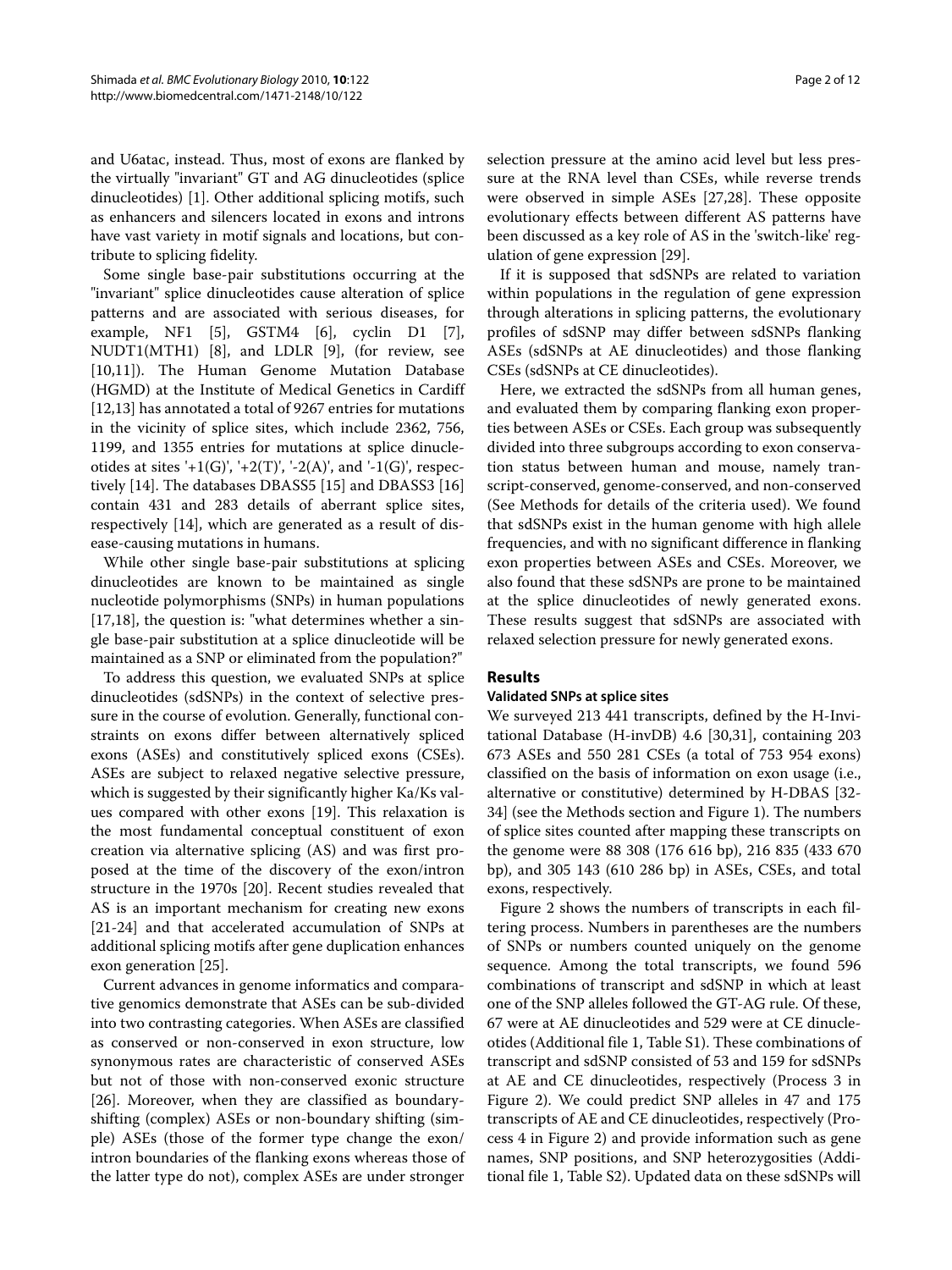and U6atac, instead. Thus, most of exons are flanked by the virtually "invariant" GT and AG dinucleotides (splice dinucleotides) [1]. Other additional splicing motifs, such as enhancers and silencers located in exons and introns have vast variety in motif signals and locations, but contribute to splicing fidelity.

Some single base-pair substitutions occurring at the "invariant" splice dinucleotides cause alteration of splice patterns and are associated with serious diseases, for example, NF1 [5], GSTM4 [6], cyclin D1 [7], NUDT1(MTH1) [8], and LDLR [9], (for review, see [10,11]). The Human Genome Mutation Database (HGMD) at the Institute of Medical Genetics in Cardiff [12,13] has annotated a total of 9267 entries for mutations in the vicinity of splice sites, which include 2362, 756, 1199, and 1355 entries for mutations at splice dinucleotides at sites '+1(G)', '+2(T)', '-2(A)', and '-1(G)', respectively [14]. The databases DBASS5 [15] and DBASS3 [16] contain 431 and 283 details of aberrant splice sites, respectively [14], which are generated as a result of disease-causing mutations in humans.

While other single base-pair substitutions at splicing dinucleotides are known to be maintained as single nucleotide polymorphisms (SNPs) in human populations [17,18], the question is: "what determines whether a single base-pair substitution at a splice dinucleotide will be maintained as a SNP or eliminated from the population?"

To address this question, we evaluated SNPs at splice dinucleotides (sdSNPs) in the context of selective pressure in the course of evolution. Generally, functional constraints on exons differ between alternatively spliced exons (ASEs) and constitutively spliced exons (CSEs). ASEs are subject to relaxed negative selective pressure, which is suggested by their significantly higher Ka/Ks values compared with other exons [19]. This relaxation is the most fundamental conceptual constituent of exon creation via alternative splicing (AS) and was first proposed at the time of the discovery of the exon/intron structure in the 1970s [20]. Recent studies revealed that AS is an important mechanism for creating new exons [21-24] and that accelerated accumulation of SNPs at additional splicing motifs after gene duplication enhances exon generation [25].

Current advances in genome informatics and comparative genomics demonstrate that ASEs can be sub-divided into two contrasting categories. When ASEs are classified as conserved or non-conserved in exon structure, low synonymous rates are characteristic of conserved ASEs but not of those with non-conserved exonic structure [26]. Moreover, when they are classified as boundary-shifting (complex) ASEs or non-boundary shifting (simple) ASEs (those of the former type change the exon/intron boundaries of the flanking exons whereas those of the latter type do not), complex ASEs are under stronger selection pressure at the amino acid level but less pressure at the RNA level than CSEs, while reverse trends were observed in simple ASEs [27,28]. These opposite evolutionary effects between different AS patterns have been discussed as a key role of AS in the 'switch-like' regulation of gene expression [29].

If it is supposed that sdSNPs are related to variation within populations in the regulation of gene expression through alterations in splicing patterns, the evolutionary profiles of sdSNP may differ between sdSNPs flanking ASEs (sdSNPs at AE dinucleotides) and those flanking CSEs (sdSNPs at CE dinucleotides).

Here, we extracted the sdSNPs from all human genes, and evaluated them by comparing flanking exon properties between ASEs or CSEs. Each group was subsequently divided into three subgroups according to exon conservation status between human and mouse, namely transcript-conserved, genome-conserved, and non-conserved (See Methods for details of the criteria used). We found that sdSNPs exist in the human genome with high allele frequencies, and with no significant difference in flanking exon properties between ASEs and CSEs. Moreover, we also found that these sdSNPs are prone to be maintained at the splice dinucleotides of newly generated exons. These results suggest that sdSNPs are associated with relaxed selection pressure for newly generated exons.

## Results

### Validated SNPs at splice sites

We surveyed 213 441 transcripts, defined by the H-Invitational Database (H-invDB) 4.6 [30,31], containing 203 673 ASEs and 550 281 CSEs (a total of 753 954 exons) classified on the basis of information on exon usage (i.e., alternative or constitutive) determined by H-DBAS [32-34] (see the Methods section and Figure 1). The numbers of splice sites counted after mapping these transcripts on the genome were 88 308 (176 616 bp), 216 835 (433 670 bp), and 305 143 (610 286 bp) in ASEs, CSEs, and total exons, respectively.

Figure 2 shows the numbers of transcripts in each filtering process. Numbers in parentheses are the numbers of SNPs or numbers counted uniquely on the genome sequence. Among the total transcripts, we found 596 combinations of transcript and sdSNP in which at least one of the SNP alleles followed the GT-AG rule. Of these, 67 were at AE dinucleotides and 529 were at CE dinucleotides (Additional file 1, Table S1). These combinations of transcript and sdSNP consisted of 53 and 159 for sdSNPs at AE and CE dinucleotides, respectively (Process 3 in Figure 2). We could predict SNP alleles in 47 and 175 transcripts of AE and CE dinucleotides, respectively (Process 4 in Figure 2) and provide information such as gene names, SNP positions, and SNP heterozygosities (Additional file 1, Table S2). Updated data on these sdSNPs will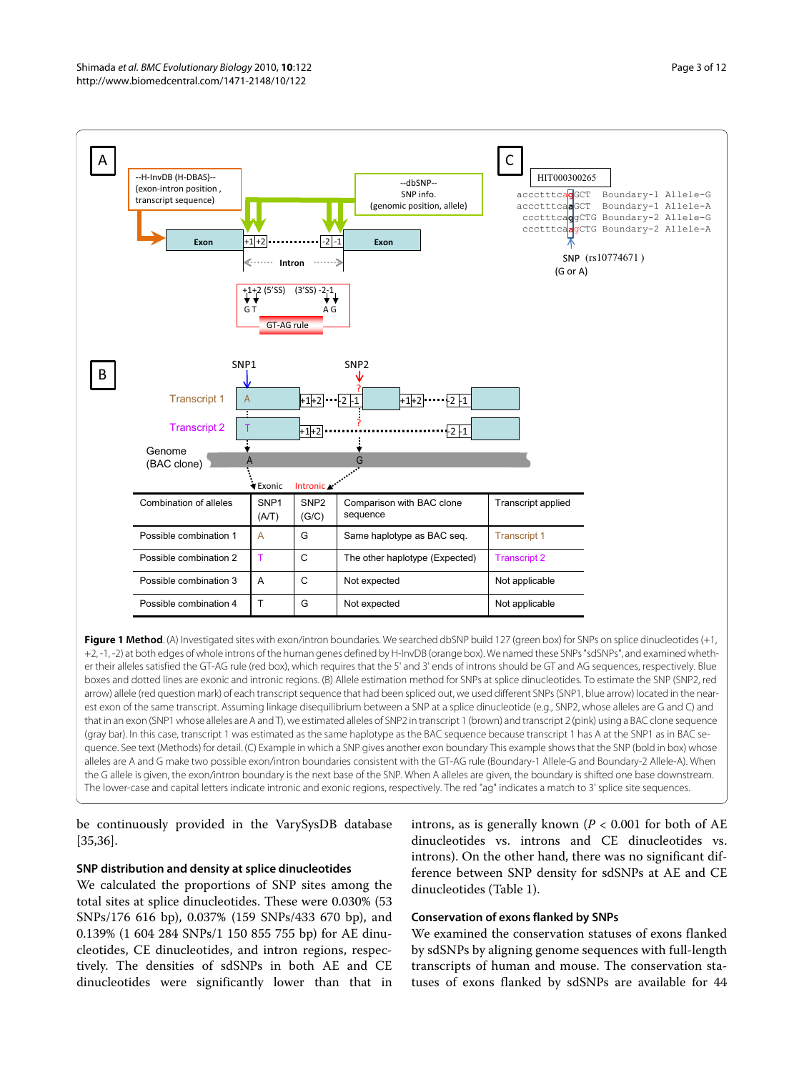| Combination of alleles | SNP1 (A/T) | SNP2 (G/C) | Comparison with BAC clone sequence | Transcript applied |
|---|---|---|---|---|
| Possible combination 1 | A | G | Same haplotype as BAC seq. | Transcript 1 |
| Possible combination 2 | T | C | The other haplotype (Expected) | Transcript 2 |
| Possible combination 3 | A | C | Not expected | Not applicable |
| Possible combination 4 | T | G | Not expected | Not applicable |

**Figure 1 Method**. (A) Investigated sites with exon/intron boundaries. We searched dbSNP build 127 (green box) for SNPs on splice dinucleotides (+1, +2, -1, -2) at both edges of whole introns of the human genes defined by H-InvDB (orange box). We named these SNPs "sdSNPs", and examined whether their alleles satisfied the GT-AG rule (red box), which requires that the 5' and 3' ends of introns should be GT and AG sequences, respectively. Blue boxes and dotted lines are exonic and intronic regions. (B) Allele estimation method for SNPs at splice dinucleotides. To estimate the SNP (SNP2, red arrow) allele (red question mark) of each transcript sequence that had been spliced out, we used different SNPs (SNP1, blue arrow) located in the nearest exon of the same transcript. Assuming linkage disequilibrium between a SNP at a splice dinucleotide (e.g., SNP2, whose alleles are G and C) and that in an exon (SNP1 whose alleles are A and T), we estimated alleles of SNP2 in transcript 1 (brown) and transcript 2 (pink) using a BAC clone sequence (gray bar). In this case, transcript 1 was estimated as the same haplotype as the BAC sequence because transcript 1 has A at the SNP1 as in BAC sequence. See text (Methods) for detail. (C) Example in which a SNP gives another exon boundary This example shows that the SNP (bold in box) whose alleles are A and G make two possible exon/intron boundaries consistent with the GT-AG rule (Boundary-1 Allele-G and Boundary-2 Allele-A). When the G allele is given, the exon/intron boundary is the next base of the SNP. When A alleles are given, the boundary is shifted one base downstream. The lower-case and capital letters indicate intronic and exonic regions, respectively. The red "ag" indicates a match to 3' splice site sequences.

be continuously provided in the VarySysDB database [35,36].

### SNP distribution and density at splice dinucleotides

We calculated the proportions of SNP sites among the total sites at splice dinucleotides. These were 0.030% (53 SNPs/176 616 bp), 0.037% (159 SNPs/433 670 bp), and 0.139% (1 604 284 SNPs/1 150 855 755 bp) for AE dinucleotides, CE dinucleotides, and intron regions, respectively. The densities of sdSNPs in both AE and CE dinucleotides were significantly lower than that in introns, as is generally known ($P < 0.001$ for both of AE dinucleotides vs. introns and CE dinucleotides vs. introns). On the other hand, there was no significant difference between SNP density for sdSNPs at AE and CE dinucleotides (Table 1).

### Conservation of exons flanked by SNPs

We examined the conservation statuses of exons flanked by sdSNPs by aligning genome sequences with full-length transcripts of human and mouse. The conservation statuses of exons flanked by sdSNPs are available for 44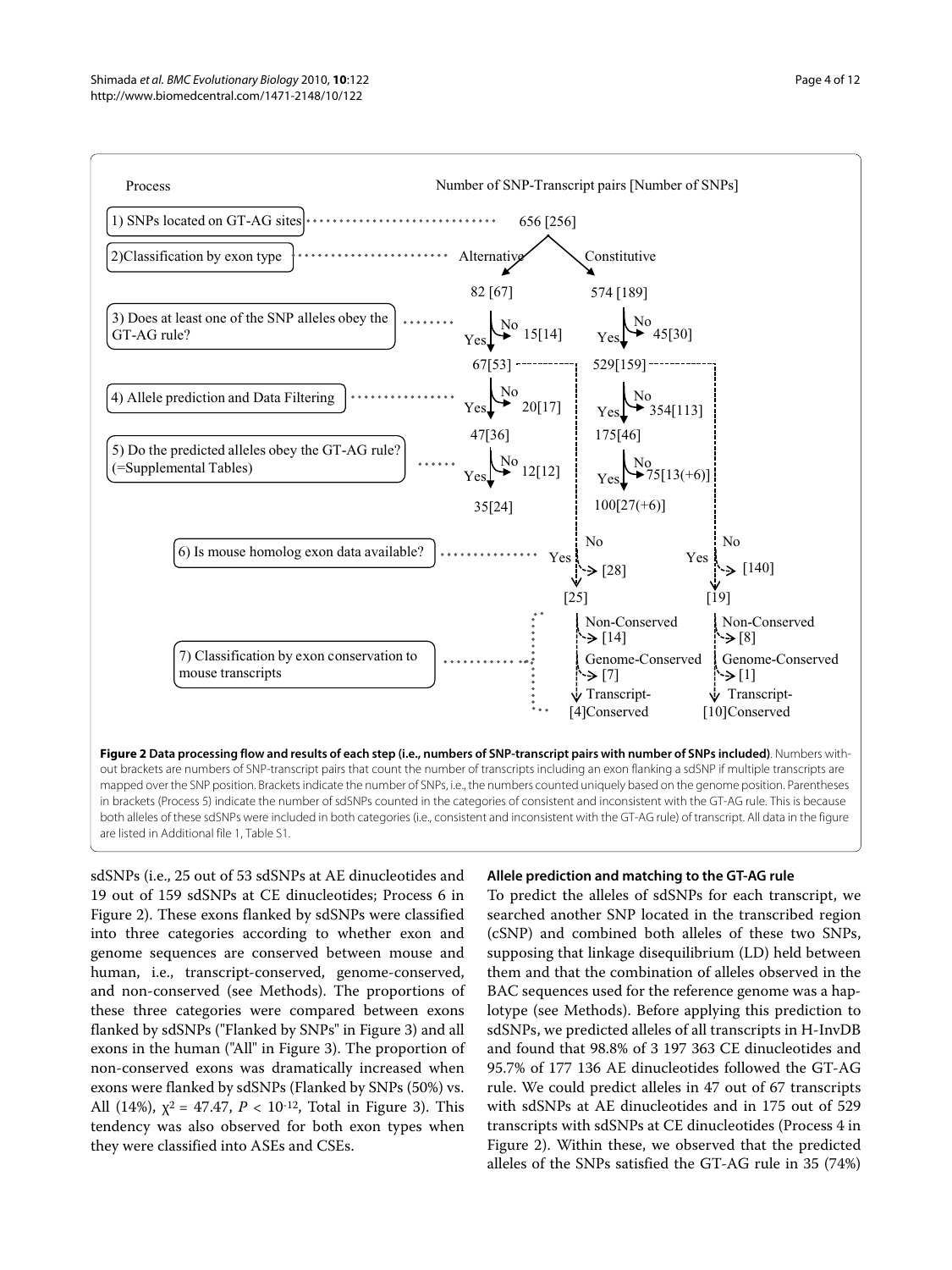| Process | Alternative | Constitutive |
| --- | --- | --- |
| 1) SNPs located on GT-AG sites | 656 [256] | |
| 2) Classification by exon type | 82 [67] | 574 [189] |
| 3) Does at least one of the SNP alleles obey the GT-AG rule? | Yes: 67[53]; No: 15[14] | Yes: 529[159]; No: 45[30] |
| 4) Allele prediction and Data Filtering | Yes: 47[36]; No: 20[17] | Yes: 175[46]; No: 354[113] |
| 5) Do the predicted alleles obey the GT-AG rule? (=Supplemental Tables) | Yes: 35[24]; No: 12[12] | Yes: 100[27(+6)]; No: 75[13(+6)] |
| 6) Is mouse homolog exon data available? | Yes: [25]; No: [28] | Yes: [19]; No: [140] |
| 7) Classification by exon conservation to mouse transcripts | Non-Conserved: [14]; Genome-Conserved: [7]; Transcript-Conserved: [4] | Non-Conserved: [8]; Genome-Conserved: [1]; Transcript-Conserved: [10] |

Number of SNP-Transcript pairs [Number of SNPs]

**Figure 2 Data processing flow and results of each step (i.e., numbers of SNP-transcript pairs with number of SNPs included)**. Numbers without brackets are numbers of SNP-transcript pairs that count the number of transcripts including an exon flanking a sdSNP if multiple transcripts are mapped over the SNP position. Brackets indicate the number of SNPs, i.e., the numbers counted uniquely based on the genome position. Parentheses in brackets (Process 5) indicate the number of sdSNPs counted in the categories of consistent and inconsistent with the GT-AG rule. This is because both alleles of these sdSNPs were included in both categories (i.e., consistent and inconsistent with the GT-AG rule) of transcript. All data in the figure are listed in Additional file 1, Table S1.

sdSNPs (i.e., 25 out of 53 sdSNPs at AE dinucleotides and 19 out of 159 sdSNPs at CE dinucleotides; Process 6 in Figure 2). These exons flanked by sdSNPs were classified into three categories according to whether exon and genome sequences are conserved between mouse and human, i.e., transcript-conserved, genome-conserved, and non-conserved (see Methods). The proportions of these three categories were compared between exons flanked by sdSNPs ("Flanked by SNPs" in Figure 3) and all exons in the human ("All" in Figure 3). The proportion of non-conserved exons was dramatically increased when exons were flanked by sdSNPs (Flanked by SNPs (50%) vs. All (14%), $\chi^2 = 47.47$, $P < 10^{-12}$, Total in Figure 3). This tendency was also observed for both exon types when they were classified into ASEs and CSEs.

### Allele prediction and matching to the GT-AG rule

To predict the alleles of sdSNPs for each transcript, we searched another SNP located in the transcribed region (cSNP) and combined both alleles of these two SNPs, supposing that linkage disequilibrium (LD) held between them and that the combination of alleles observed in the BAC sequences used for the reference genome was a haplotype (see Methods). Before applying this prediction to sdSNPs, we predicted alleles of all transcripts in H-InvDB and found that 98.8% of 3 197 363 CE dinucleotides and 95.7% of 177 136 AE dinucleotides followed the GT-AG rule. We could predict alleles in 47 out of 67 transcripts with sdSNPs at AE dinucleotides and in 175 out of 529 transcripts with sdSNPs at CE dinucleotides (Process 4 in Figure 2). Within these, we observed that the predicted alleles of the SNPs satisfied the GT-AG rule in 35 (74%)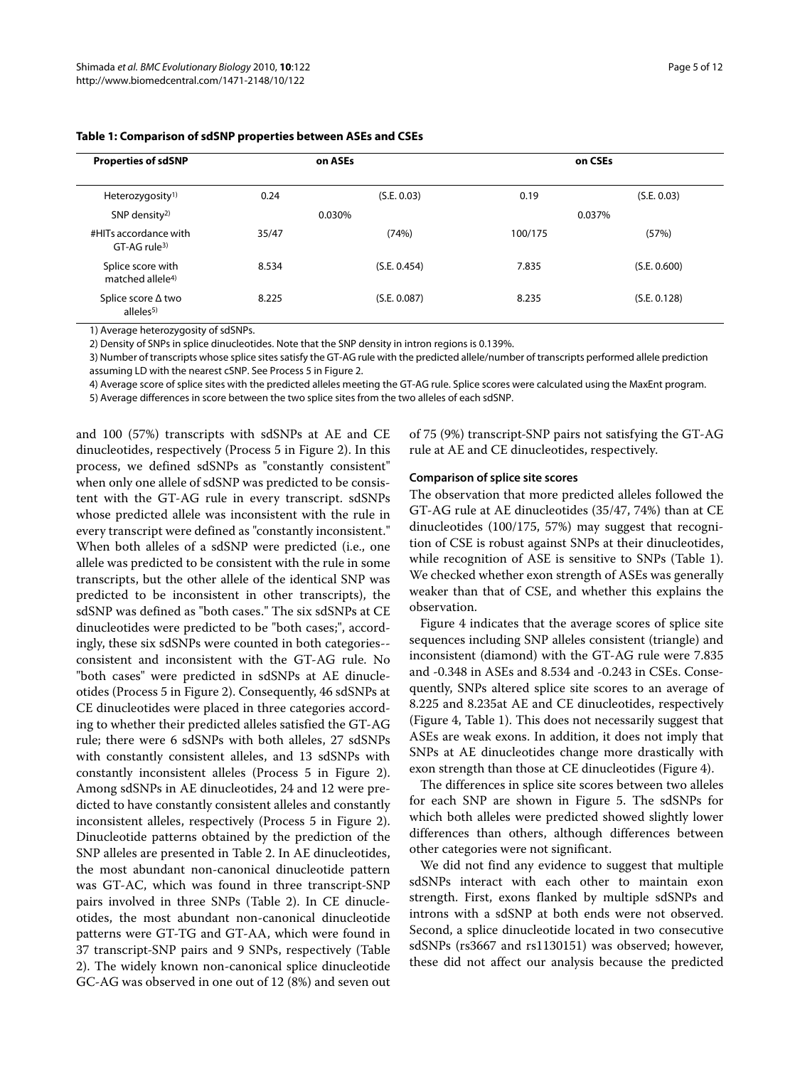**Table 1: Comparison of sdSNP properties between ASEs and CSEs**

| Properties of sdSNP | on ASEs | | on CSEs | |
|---|---|---|---|---|
| Heterozygosity[1)] | 0.24 | (S.E. 0.03) | 0.19 | (S.E. 0.03) |
| SNP density[2)] | 0.030% | | 0.037% | |
| #HITs accordance with GT-AG rule[3)] | 35/47 | (74%) | 100/175 | (57%) |
| Splice score with matched allele[4)] | 8.534 | (S.E. 0.454) | 7.835 | (S.E. 0.600) |
| Splice score Δ two alleles[5)] | 8.225 | (S.E. 0.087) | 8.235 | (S.E. 0.128) |

1) Average heterozygosity of sdSNPs.

2) Density of SNPs in splice dinucleotides. Note that the SNP density in intron regions is 0.139%.

3) Number of transcripts whose splice sites satisfy the GT-AG rule with the predicted allele/number of transcripts performed allele prediction assuming LD with the nearest cSNP. See Process 5 in Figure 2.

4) Average score of splice sites with the predicted alleles meeting the GT-AG rule. Splice scores were calculated using the MaxEnt program.

5) Average differences in score between the two splice sites from the two alleles of each sdSNP.

and 100 (57%) transcripts with sdSNPs at AE and CE dinucleotides, respectively (Process 5 in Figure 2). In this process, we defined sdSNPs as "constantly consistent" when only one allele of sdSNP was predicted to be consistent with the GT-AG rule in every transcript. sdSNPs whose predicted allele was inconsistent with the rule in every transcript were defined as "constantly inconsistent." When both alleles of a sdSNP were predicted (i.e., one allele was predicted to be consistent with the rule in some transcripts, but the other allele of the identical SNP was predicted to be inconsistent in other transcripts), the sdSNP was defined as "both cases." The six sdSNPs at CE dinucleotides were predicted to be "both cases;", accordingly, these six sdSNPs were counted in both categories--consistent and inconsistent with the GT-AG rule. No "both cases" were predicted in sdSNPs at AE dinucleotides (Process 5 in Figure 2). Consequently, 46 sdSNPs at CE dinucleotides were placed in three categories according to whether their predicted alleles satisfied the GT-AG rule; there were 6 sdSNPs with both alleles, 27 sdSNPs with constantly consistent alleles, and 13 sdSNPs with constantly inconsistent alleles (Process 5 in Figure 2). Among sdSNPs in AE dinucleotides, 24 and 12 were predicted to have constantly consistent alleles and constantly inconsistent alleles, respectively (Process 5 in Figure 2). Dinucleotide patterns obtained by the prediction of the SNP alleles are presented in Table 2. In AE dinucleotides, the most abundant non-canonical dinucleotide pattern was GT-AC, which was found in three transcript-SNP pairs involved in three SNPs (Table 2). In CE dinucleotides, the most abundant non-canonical dinucleotide patterns were GT-TG and GT-AA, which were found in 37 transcript-SNP pairs and 9 SNPs, respectively (Table 2). The widely known non-canonical splice dinucleotide GC-AG was observed in one out of 12 (8%) and seven out of 75 (9%) transcript-SNP pairs not satisfying the GT-AG rule at AE and CE dinucleotides, respectively.

### Comparison of splice site scores

The observation that more predicted alleles followed the GT-AG rule at AE dinucleotides (35/47, 74%) than at CE dinucleotides (100/175, 57%) may suggest that recognition of CSE is robust against SNPs at their dinucleotides, while recognition of ASE is sensitive to SNPs (Table 1). We checked whether exon strength of ASEs was generally weaker than that of CSE, and whether this explains the observation.

Figure 4 indicates that the average scores of splice site sequences including SNP alleles consistent (triangle) and inconsistent (diamond) with the GT-AG rule were 7.835 and -0.348 in ASEs and 8.534 and -0.243 in CSEs. Consequently, SNPs altered splice site scores to an average of 8.225 and 8.235at AE and CE dinucleotides, respectively (Figure 4, Table 1). This does not necessarily suggest that ASEs are weak exons. In addition, it does not imply that SNPs at AE dinucleotides change more drastically with exon strength than those at CE dinucleotides (Figure 4).

The differences in splice site scores between two alleles for each SNP are shown in Figure 5. The sdSNPs for which both alleles were predicted showed slightly lower differences than others, although differences between other categories were not significant.

We did not find any evidence to suggest that multiple sdSNPs interact with each other to maintain exon strength. First, exons flanked by multiple sdSNPs and introns with a sdSNP at both ends were not observed. Second, a splice dinucleotide located in two consecutive sdSNPs (rs3667 and rs1130151) was observed; however, these did not affect our analysis because the predicted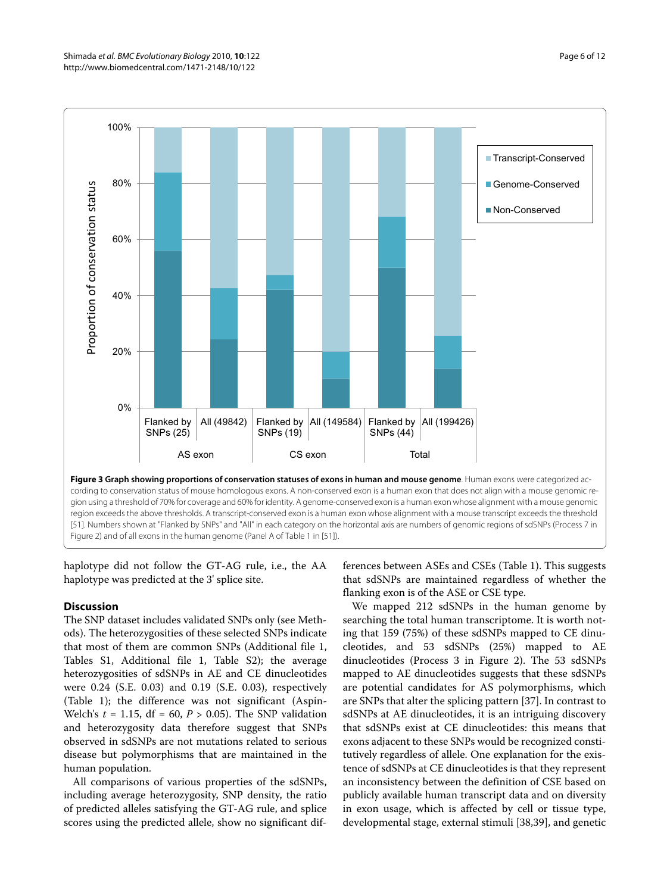**Figure 3 Graph showing proportions of conservation statuses of exons in human and mouse genome**. Human exons were categorized according to conservation status of mouse homologous exons. A non-conserved exon is a human exon that does not align with a mouse genomic region using a threshold of 70% for coverage and 60% for identity. A genome-conserved exon is a human exon whose alignment with a mouse genomic region exceeds the above thresholds. A transcript-conserved exon is a human exon whose alignment with a mouse transcript exceeds the threshold [51]. Numbers shown at "Flanked by SNPs" and "All" in each category on the horizontal axis are numbers of genomic regions of sdSNPs (Process 7 in Figure 2) and of all exons in the human genome (Panel A of Table 1 in [51]).

haplotype did not follow the GT-AG rule, i.e., the AA haplotype was predicted at the 3' splice site.

## Discussion

The SNP dataset includes validated SNPs only (see Methods). The heterozygosities of these selected SNPs indicate that most of them are common SNPs (Additional file 1, Tables S1, Additional file 1, Table S2); the average heterozygosities of sdSNPs in AE and CE dinucleotides were 0.24 (S.E. 0.03) and 0.19 (S.E. 0.03), respectively (Table 1); the difference was not significant (Aspin-Welch's $t = 1.15$, df = 60, $P > 0.05$). The SNP validation and heterozygosity data therefore suggest that SNPs observed in sdSNPs are not mutations related to serious disease but polymorphisms that are maintained in the human population.

All comparisons of various properties of the sdSNPs, including average heterozygosity, SNP density, the ratio of predicted alleles satisfying the GT-AG rule, and splice scores using the predicted allele, show no significant differences between ASEs and CSEs (Table 1). This suggests that sdSNPs are maintained regardless of whether the flanking exon is of the ASE or CSE type.

We mapped 212 sdSNPs in the human genome by searching the total human transcriptome. It is worth noting that 159 (75%) of these sdSNPs mapped to CE dinucleotides, and 53 sdSNPs (25%) mapped to AE dinucleotides (Process 3 in Figure 2). The 53 sdSNPs mapped to AE dinucleotides suggests that these sdSNPs are potential candidates for AS polymorphisms, which are SNPs that alter the splicing pattern [37]. In contrast to sdSNPs at AE dinucleotides, it is an intriguing discovery that sdSNPs exist at CE dinucleotides: this means that exons adjacent to these SNPs would be recognized constitutively regardless of allele. One explanation for the existence of sdSNPs at CE dinucleotides is that they represent an inconsistency between the definition of CSE based on publicly available human transcript data and on diversity in exon usage, which is affected by cell or tissue type, developmental stage, external stimuli [38,39], and genetic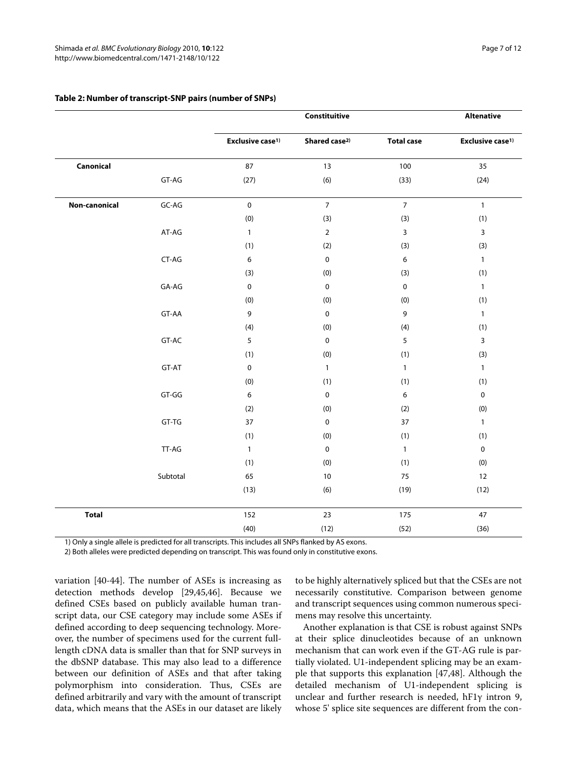**Table 2: Number of transcript-SNP pairs (number of SNPs)**

| | | Constituitive | | | Altenative |
|---|---|---|---|---|---|
| | | Exclusive case[1)] | Shared case[2)] | Total case | Exclusive case[1)] |
| **Canonical** | | 87 | 13 | 100 | 35 |
| | GT-AG | (27) | (6) | (33) | (24) |
| **Non-canonical** | GC-AG | 0 | 7 | 7 | 1 |
| | | (0) | (3) | (3) | (1) |
| | AT-AG | 1 | 2 | 3 | 3 |
| | | (1) | (2) | (3) | (3) |
| | CT-AG | 6 | 0 | 6 | 1 |
| | | (3) | (0) | (3) | (1) |
| | GA-AG | 0 | 0 | 0 | 1 |
| | | (0) | (0) | (0) | (1) |
| | GT-AA | 9 | 0 | 9 | 1 |
| | | (4) | (0) | (4) | (1) |
| | GT-AC | 5 | 0 | 5 | 3 |
| | | (1) | (0) | (1) | (3) |
| | GT-AT | 0 | 1 | 1 | 1 |
| | | (0) | (1) | (1) | (1) |
| | GT-GG | 6 | 0 | 6 | 0 |
| | | (2) | (0) | (2) | (0) |
| | GT-TG | 37 | 0 | 37 | 1 |
| | | (1) | (0) | (1) | (1) |
| | TT-AG | 1 | 0 | 1 | 0 |
| | | (1) | (0) | (1) | (0) |
| | Subtotal | 65 | 10 | 75 | 12 |
| | | (13) | (6) | (19) | (12) |
| **Total** | | 152 | 23 | 175 | 47 |
| | | (40) | (12) | (52) | (36) |

1) Only a single allele is predicted for all transcripts. This includes all SNPs flanked by AS exons.

2) Both alleles were predicted depending on transcript. This was found only in constitutive exons.

variation [40-44]. The number of ASEs is increasing as detection methods develop [29,45,46]. Because we defined CSEs based on publicly available human transcript data, our CSE category may include some ASEs if defined according to deep sequencing technology. Moreover, the number of specimens used for the current full-length cDNA data is smaller than that for SNP surveys in the dbSNP database. This may also lead to a difference between our definition of ASEs and that after taking polymorphism into consideration. Thus, CSEs are defined arbitrarily and vary with the amount of transcript data, which means that the ASEs in our dataset are likely to be highly alternatively spliced but that the CSEs are not necessarily constitutive. Comparison between genome and transcript sequences using common numerous specimens may resolve this uncertainty.

Another explanation is that CSE is robust against SNPs at their splice dinucleotides because of an unknown mechanism that can work even if the GT-AG rule is partially violated. U1-independent splicing may be an example that supports this explanation [47,48]. Although the detailed mechanism of U1-independent splicing is unclear and further research is needed, hF1γ intron 9, whose 5' splice site sequences are different from the con-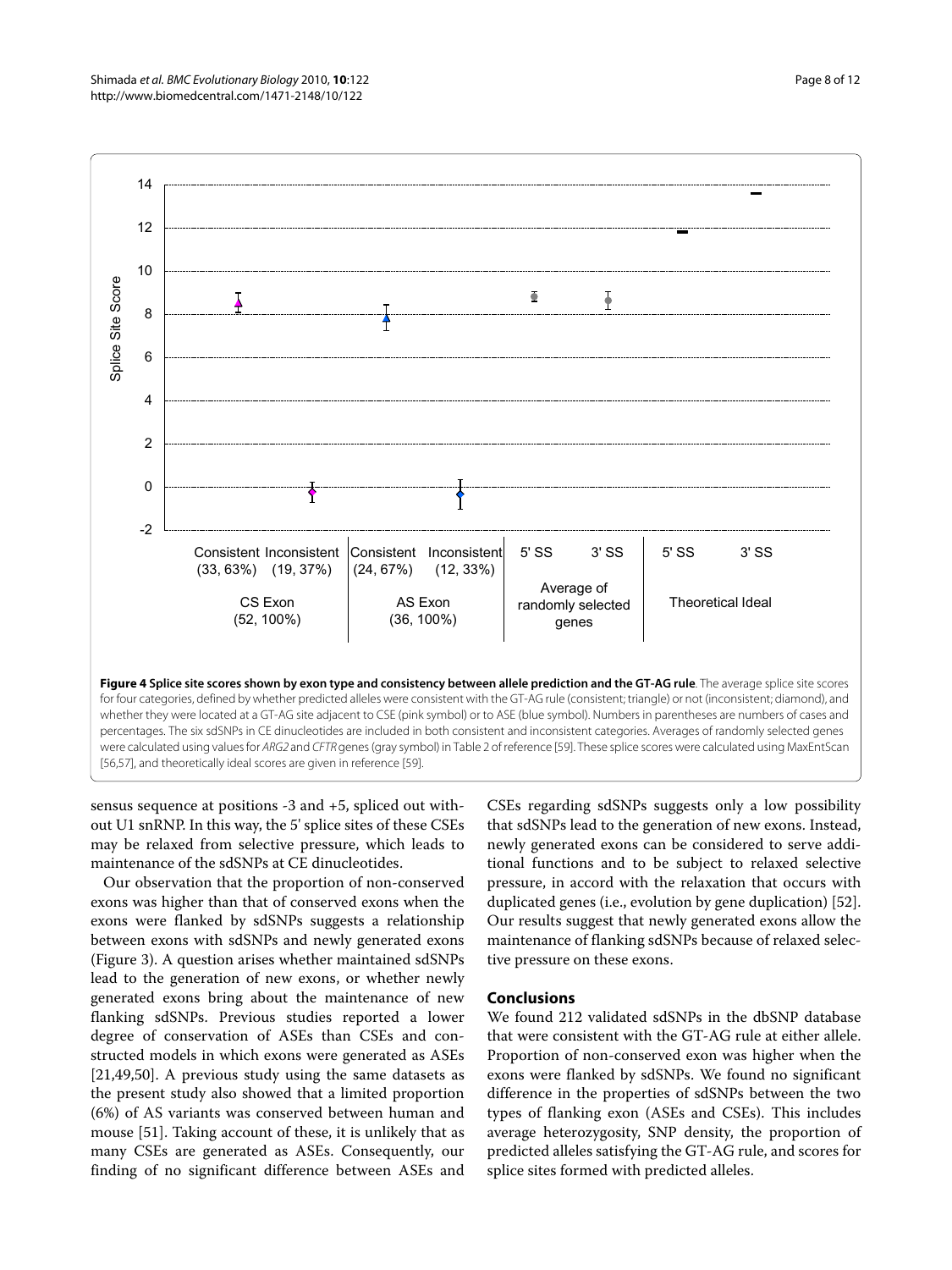**Figure 4 Splice site scores shown by exon type and consistency between allele prediction and the GT-AG rule**. The average splice site scores for four categories, defined by whether predicted alleles were consistent with the GT-AG rule (consistent; triangle) or not (inconsistent; diamond), and whether they were located at a GT-AG site adjacent to CSE (pink symbol) or to ASE (blue symbol). Numbers in parentheses are numbers of cases and percentages. The six sdSNPs in CE dinucleotides are included in both consistent and inconsistent categories. Averages of randomly selected genes were calculated using values for *ARG2* and *CFTR* genes (gray symbol) in Table 2 of reference [59]. These splice scores were calculated using MaxEntScan [56,57], and theoretically ideal scores are given in reference [59].

sensus sequence at positions -3 and +5, spliced out without U1 snRNP. In this way, the 5' splice sites of these CSEs may be relaxed from selective pressure, which leads to maintenance of the sdSNPs at CE dinucleotides.

Our observation that the proportion of non-conserved exons was higher than that of conserved exons when the exons were flanked by sdSNPs suggests a relationship between exons with sdSNPs and newly generated exons (Figure 3). A question arises whether maintained sdSNPs lead to the generation of new exons, or whether newly generated exons bring about the maintenance of new flanking sdSNPs. Previous studies reported a lower degree of conservation of ASEs than CSEs and constructed models in which exons were generated as ASEs [21,49,50]. A previous study using the same datasets as the present study also showed that a limited proportion (6%) of AS variants was conserved between human and mouse [51]. Taking account of these, it is unlikely that as many CSEs are generated as ASEs. Consequently, our finding of no significant difference between ASEs and CSEs regarding sdSNPs suggests only a low possibility that sdSNPs lead to the generation of new exons. Instead, newly generated exons can be considered to serve additional functions and to be subject to relaxed selective pressure, in accord with the relaxation that occurs with duplicated genes (i.e., evolution by gene duplication) [52]. Our results suggest that newly generated exons allow the maintenance of flanking sdSNPs because of relaxed selective pressure on these exons.

## Conclusions

We found 212 validated sdSNPs in the dbSNP database that were consistent with the GT-AG rule at either allele. Proportion of non-conserved exon was higher when the exons were flanked by sdSNPs. We found no significant difference in the properties of sdSNPs between the two types of flanking exon (ASEs and CSEs). This includes average heterozygosity, SNP density, the proportion of predicted alleles satisfying the GT-AG rule, and scores for splice sites formed with predicted alleles.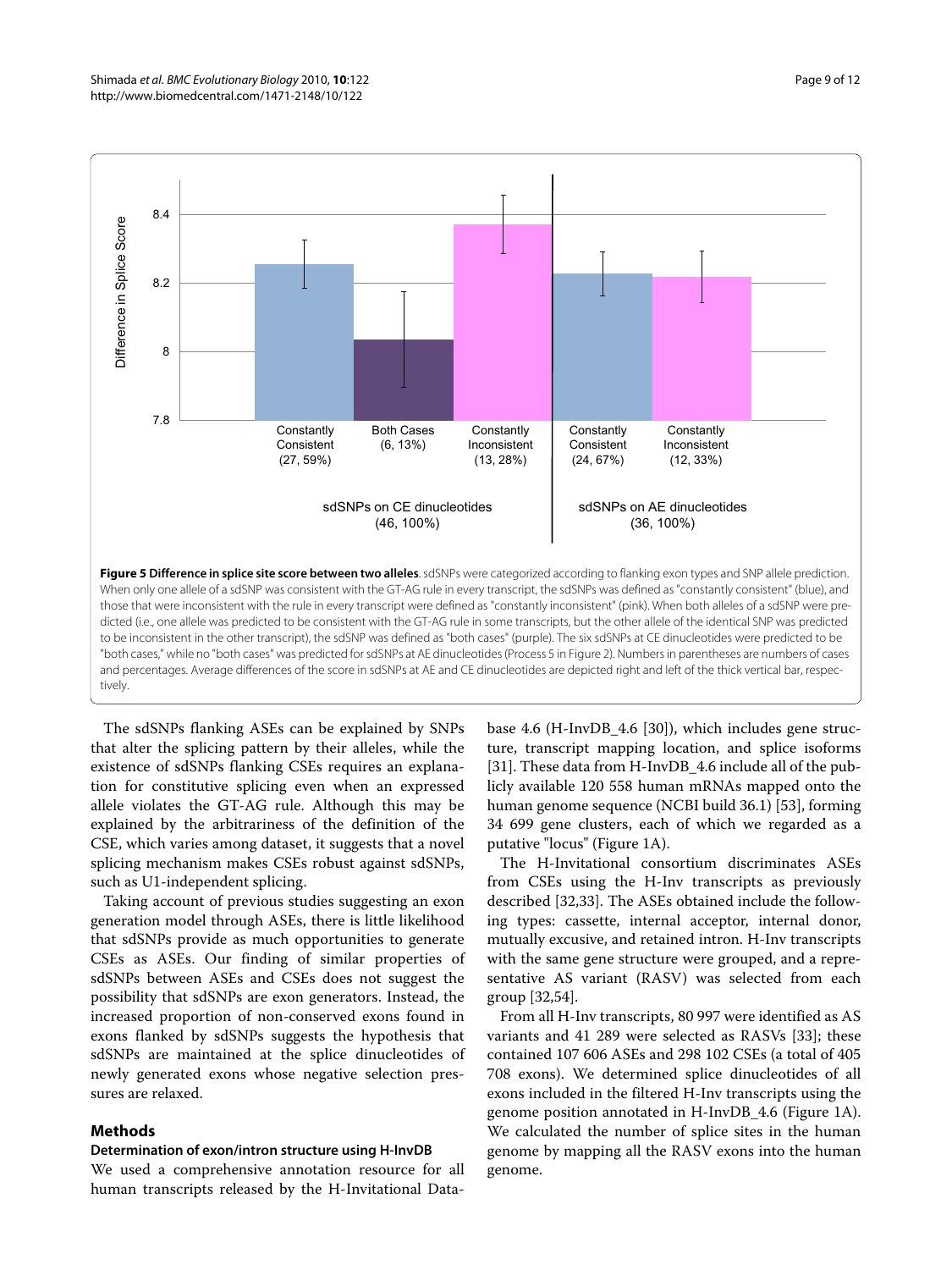**Figure 5 Difference in splice site score between two alleles**. sdSNPs were categorized according to flanking exon types and SNP allele prediction. When only one allele of a sdSNP was consistent with the GT-AG rule in every transcript, the sdSNPs was defined as "constantly consistent" (blue), and those that were inconsistent with the rule in every transcript were defined as "constantly inconsistent" (pink). When both alleles of a sdSNP were predicted (i.e., one allele was predicted to be consistent with the GT-AG rule in some transcripts, but the other allele of the identical SNP was predicted to be inconsistent in the other transcript), the sdSNP was defined as "both cases" (purple). The six sdSNPs at CE dinucleotides were predicted to be "both cases," while no "both cases" was predicted for sdSNPs at AE dinucleotides (Process 5 in Figure 2). Numbers in parentheses are numbers of cases and percentages. Average differences of the score in sdSNPs at AE and CE dinucleotides are depicted right and left of the thick vertical bar, respectively.

The sdSNPs flanking ASEs can be explained by SNPs that alter the splicing pattern by their alleles, while the existence of sdSNPs flanking CSEs requires an explanation for constitutive splicing even when an expressed allele violates the GT-AG rule. Although this may be explained by the arbitrariness of the definition of the CSE, which varies among dataset, it suggests that a novel splicing mechanism makes CSEs robust against sdSNPs, such as U1-independent splicing.

Taking account of previous studies suggesting an exon generation model through ASEs, there is little likelihood that sdSNPs provide as much opportunities to generate CSEs as ASEs. Our finding of similar properties of sdSNPs between ASEs and CSEs does not suggest the possibility that sdSNPs are exon generators. Instead, the increased proportion of non-conserved exons found in exons flanked by sdSNPs suggests the hypothesis that sdSNPs are maintained at the splice dinucleotides of newly generated exons whose negative selection pressures are relaxed.

## Methods

### Determination of exon/intron structure using H-InvDB

We used a comprehensive annotation resource for all human transcripts released by the H-Invitational Database 4.6 (H-InvDB_4.6 [30]), which includes gene structure, transcript mapping location, and splice isoforms [31]. These data from H-InvDB_4.6 include all of the publicly available 120 558 human mRNAs mapped onto the human genome sequence (NCBI build 36.1) [53], forming 34 699 gene clusters, each of which we regarded as a putative "locus" (Figure 1A).

The H-Invitational consortium discriminates ASEs from CSEs using the H-Inv transcripts as previously described [32,33]. The ASEs obtained include the following types: cassette, internal acceptor, internal donor, mutually excusive, and retained intron. H-Inv transcripts with the same gene structure were grouped, and a representative AS variant (RASV) was selected from each group [32,54].

From all H-Inv transcripts, 80 997 were identified as AS variants and 41 289 were selected as RASVs [33]; these contained 107 606 ASEs and 298 102 CSEs (a total of 405 708 exons). We determined splice dinucleotides of all exons included in the filtered H-Inv transcripts using the genome position annotated in H-InvDB_4.6 (Figure 1A). We calculated the number of splice sites in the human genome by mapping all the RASV exons into the human genome.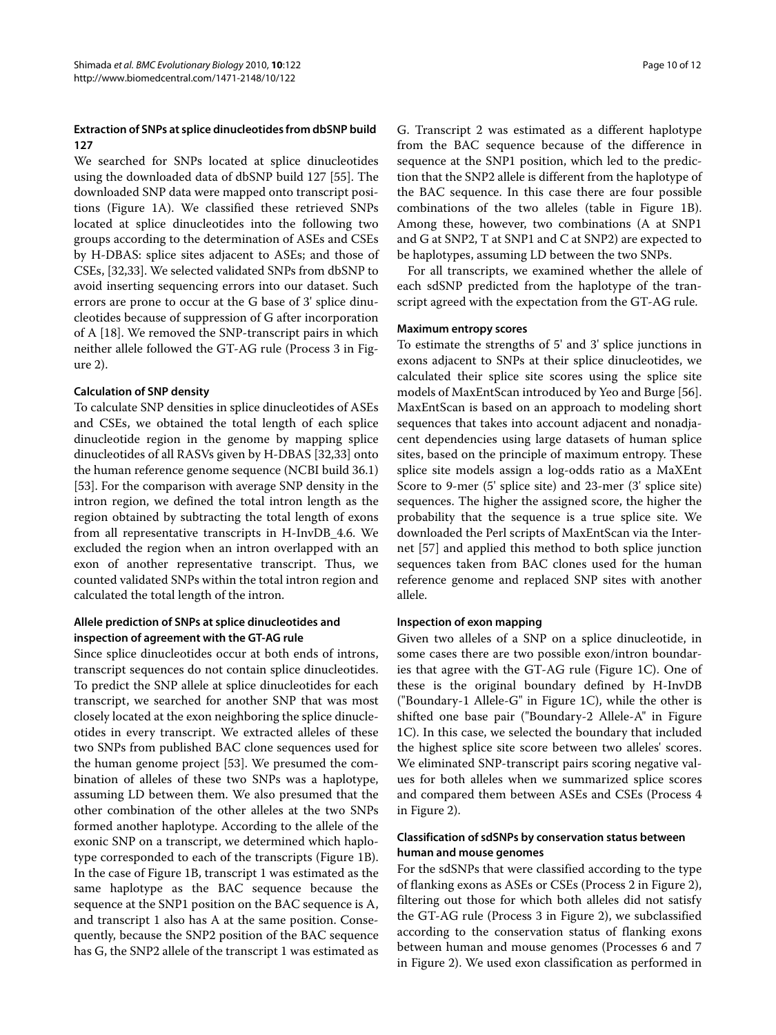### Extraction of SNPs at splice dinucleotides from dbSNP build 127

We searched for SNPs located at splice dinucleotides using the downloaded data of dbSNP build 127 [55]. The downloaded SNP data were mapped onto transcript positions (Figure 1A). We classified these retrieved SNPs located at splice dinucleotides into the following two groups according to the determination of ASEs and CSEs by H-DBAS: splice sites adjacent to ASEs; and those of CSEs, [32,33]. We selected validated SNPs from dbSNP to avoid inserting sequencing errors into our dataset. Such errors are prone to occur at the G base of 3' splice dinucleotides because of suppression of G after incorporation of A [18]. We removed the SNP-transcript pairs in which neither allele followed the GT-AG rule (Process 3 in Figure 2).

### Calculation of SNP density

To calculate SNP densities in splice dinucleotides of ASEs and CSEs, we obtained the total length of each splice dinucleotide region in the genome by mapping splice dinucleotides of all RASVs given by H-DBAS [32,33] onto the human reference genome sequence (NCBI build 36.1) [53]. For the comparison with average SNP density in the intron region, we defined the total intron length as the region obtained by subtracting the total length of exons from all representative transcripts in H-InvDB_4.6. We excluded the region when an intron overlapped with an exon of another representative transcript. Thus, we counted validated SNPs within the total intron region and calculated the total length of the intron.

### Allele prediction of SNPs at splice dinucleotides and inspection of agreement with the GT-AG rule

Since splice dinucleotides occur at both ends of introns, transcript sequences do not contain splice dinucleotides. To predict the SNP allele at splice dinucleotides for each transcript, we searched for another SNP that was most closely located at the exon neighboring the splice dinucleotides in every transcript. We extracted alleles of these two SNPs from published BAC clone sequences used for the human genome project [53]. We presumed the combination of alleles of these two SNPs was a haplotype, assuming LD between them. We also presumed that the other combination of the other alleles at the two SNPs formed another haplotype. According to the allele of the exonic SNP on a transcript, we determined which haplotype corresponded to each of the transcripts (Figure 1B). In the case of Figure 1B, transcript 1 was estimated as the same haplotype as the BAC sequence because the sequence at the SNP1 position on the BAC sequence is A, and transcript 1 also has A at the same position. Consequently, because the SNP2 position of the BAC sequence has G, the SNP2 allele of the transcript 1 was estimated as G. Transcript 2 was estimated as a different haplotype from the BAC sequence because of the difference in sequence at the SNP1 position, which led to the prediction that the SNP2 allele is different from the haplotype of the BAC sequence. In this case there are four possible combinations of the two alleles (table in Figure 1B). Among these, however, two combinations (A at SNP1 and G at SNP2, T at SNP1 and C at SNP2) are expected to be haplotypes, assuming LD between the two SNPs.

For all transcripts, we examined whether the allele of each sdSNP predicted from the haplotype of the transcript agreed with the expectation from the GT-AG rule.

### Maximum entropy scores

To estimate the strengths of 5' and 3' splice junctions in exons adjacent to SNPs at their splice dinucleotides, we calculated their splice site scores using the splice site models of MaxEntScan introduced by Yeo and Burge [56]. MaxEntScan is based on an approach to modeling short sequences that takes into account adjacent and nonadjacent dependencies using large datasets of human splice sites, based on the principle of maximum entropy. These splice site models assign a log-odds ratio as a MaXEnt Score to 9-mer (5' splice site) and 23-mer (3' splice site) sequences. The higher the assigned score, the higher the probability that the sequence is a true splice site. We downloaded the Perl scripts of MaxEntScan via the Internet [57] and applied this method to both splice junction sequences taken from BAC clones used for the human reference genome and replaced SNP sites with another allele.

### Inspection of exon mapping

Given two alleles of a SNP on a splice dinucleotide, in some cases there are two possible exon/intron boundaries that agree with the GT-AG rule (Figure 1C). One of these is the original boundary defined by H-InvDB ("Boundary-1 Allele-G" in Figure 1C), while the other is shifted one base pair ("Boundary-2 Allele-A" in Figure 1C). In this case, we selected the boundary that included the highest splice site score between two alleles' scores. We eliminated SNP-transcript pairs scoring negative values for both alleles when we summarized splice scores and compared them between ASEs and CSEs (Process 4 in Figure 2).

### Classification of sdSNPs by conservation status between human and mouse genomes

For the sdSNPs that were classified according to the type of flanking exons as ASEs or CSEs (Process 2 in Figure 2), filtering out those for which both alleles did not satisfy the GT-AG rule (Process 3 in Figure 2), we subclassified according to the conservation status of flanking exons between human and mouse genomes (Processes 6 and 7 in Figure 2). We used exon classification as performed in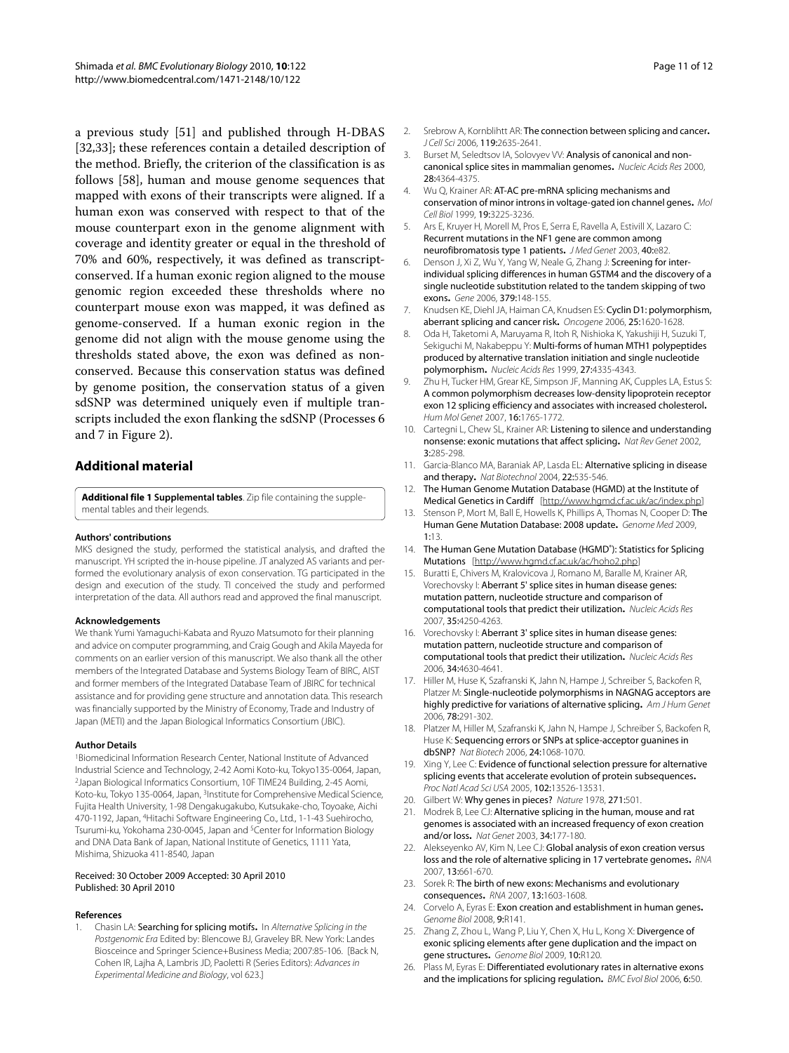a previous study [51] and published through H-DBAS [32,33]; these references contain a detailed description of the method. Briefly, the criterion of the classification is as follows [58], human and mouse genome sequences that mapped with exons of their transcripts were aligned. If a human exon was conserved with respect to that of the mouse counterpart exon in the genome alignment with coverage and identity greater or equal in the threshold of 70% and 60%, respectively, it was defined as transcript-conserved. If a human exonic region aligned to the mouse genomic region exceeded these thresholds where no counterpart mouse exon was mapped, it was defined as genome-conserved. If a human exonic region in the genome did not align with the mouse genome using the thresholds stated above, the exon was defined as non-conserved. Because this conservation status was defined by genome position, the conservation status of a given sdSNP was determined uniquely even if multiple transcripts included the exon flanking the sdSNP (Processes 6 and 7 in Figure 2).

## Additional material

**Additional file 1 Supplemental tables**. Zip file containing the supplemental tables and their legends.

#### Authors' contributions

MKS designed the study, performed the statistical analysis, and drafted the manuscript. YH scripted the in-house pipeline. JT analyzed AS variants and performed the evolutionary analysis of exon conservation. TG participated in the design and execution of the study. TI conceived the study and performed interpretation of the data. All authors read and approved the final manuscript.

#### Acknowledgements

We thank Yumi Yamaguchi-Kabata and Ryuzo Matsumoto for their planning and advice on computer programming, and Craig Gough and Akila Mayeda for comments on an earlier version of this manuscript. We also thank all the other members of the Integrated Database and Systems Biology Team of BIRC, AIST and former members of the Integrated Database Team of JBIRC for technical assistance and for providing gene structure and annotation data. This research was financially supported by the Ministry of Economy, Trade and Industry of Japan (METI) and the Japan Biological Informatics Consortium (JBIC).

#### Author Details

[1]Biomedicinal Information Research Center, National Institute of Advanced Industrial Science and Technology, 2-42 Aomi Koto-ku, Tokyo135-0064, Japan, [2]Japan Biological Informatics Consortium, 10F TIME24 Building, 2-45 Aomi, Koto-ku, Tokyo 135-0064, Japan, [3]Institute for Comprehensive Medical Science, Fujita Health University, 1-98 Dengakugakubo, Kutsukake-cho, Toyoake, Aichi 470-1192, Japan, [4]Hitachi Software Engineering Co., Ltd., 1-1-43 Suehirocho, Tsurumi-ku, Yokohama 230-0045, Japan and [5]Center for Information Biology and DNA Data Bank of Japan, National Institute of Genetics, 1111 Yata, Mishima, Shizuoka 411-8540, Japan

Received: 30 October 2009 Accepted: 30 April 2010
Published: 30 April 2010

#### References

1. Chasin LA: **Searching for splicing motifs.** In *Alternative Splicing in the Postgenomic Era* Edited by: Blencowe BJ, Graveley BR. New York: Landes Biosceince and Springer Science+Business Media; 2007:85-106. [Back N, Cohen IR, Lajha A, Lambris JD, Paoletti R (Series Editors): *Advances in Experimental Medicine and Biology*, vol 623.]
2. Srebrow A, Kornblihtt AR: **The connection between splicing and cancer.** *J Cell Sci* 2006, **119:**2635-2641.
3. Burset M, Seledtsov IA, Solovyev VV: **Analysis of canonical and non-canonical splice sites in mammalian genomes.** *Nucleic Acids Res* 2000, **28:**4364-4375.
4. Wu Q, Krainer AR: **AT-AC pre-mRNA splicing mechanisms and conservation of minor introns in voltage-gated ion channel genes.** *Mol Cell Biol* 1999, **19:**3225-3236.
5. Ars E, Kruyer H, Morell M, Pros E, Serra E, Ravella A, Estivill X, Lazaro C: **Recurrent mutations in the NF1 gene are common among neurofibromatosis type 1 patients.** *J Med Genet* 2003, **40:**e82.
6. Denson J, Xi Z, Wu Y, Yang W, Neale G, Zhang J: **Screening for inter-individual splicing differences in human GSTM4 and the discovery of a single nucleotide substitution related to the tandem skipping of two exons.** *Gene* 2006, **379:**148-155.
7. Knudsen KE, Diehl JA, Haiman CA, Knudsen ES: **Cyclin D1: polymorphism, aberrant splicing and cancer risk.** *Oncogene* 2006, **25:**1620-1628.
8. Oda H, Taketomi A, Maruyama R, Itoh R, Nishioka K, Yakushiji H, Suzuki T, Sekiguchi M, Nakabeppu Y: **Multi-forms of human MTH1 polypeptides produced by alternative translation initiation and single nucleotide polymorphism.** *Nucleic Acids Res* 1999, **27:**4335-4343.
9. Zhu H, Tucker HM, Grear KE, Simpson JF, Manning AK, Cupples LA, Estus S: **A common polymorphism decreases low-density lipoprotein receptor exon 12 splicing efficiency and associates with increased cholesterol.** *Hum Mol Genet* 2007, **16:**1765-1772.
10. Cartegni L, Chew SL, Krainer AR: **Listening to silence and understanding nonsense: exonic mutations that affect splicing.** *Nat Rev Genet* 2002, **3:**285-298.
11. Garcia-Blanco MA, Baraniak AP, Lasda EL: **Alternative splicing in disease and therapy.** *Nat Biotechnol* 2004, **22:**535-546.
12. **The Human Genome Mutation Database (HGMD) at the Institute of Medical Genetics in Cardiff** [http://www.hgmd.cf.ac.uk/ac/index.php]
13. Stenson P, Mort M, Ball E, Howells K, Phillips A, Thomas N, Cooper D: **The Human Gene Mutation Database: 2008 update.** *Genome Med* 2009, **1:**13.
14. **The Human Gene Mutation Database (HGMD®): Statistics for Splicing Mutations** [http://www.hgmd.cf.ac.uk/ac/hoho2.php]
15. Buratti E, Chivers M, Kralovicova J, Romano M, Baralle M, Krainer AR, Vorechovsky I: **Aberrant 5' splice sites in human disease genes: mutation pattern, nucleotide structure and comparison of computational tools that predict their utilization.** *Nucleic Acids Res* 2007, **35:**4250-4263.
16. Vorechovsky I: **Aberrant 3' splice sites in human disease genes: mutation pattern, nucleotide structure and comparison of computational tools that predict their utilization.** *Nucleic Acids Res* 2006, **34:**4630-4641.
17. Hiller M, Huse K, Szafranski K, Jahn N, Hampe J, Schreiber S, Backofen R, Platzer M: **Single-nucleotide polymorphisms in NAGNAG acceptors are highly predictive for variations of alternative splicing.** *Am J Hum Genet* 2006, **78:**291-302.
18. Platzer M, Hiller M, Szafranski K, Jahn N, Hampe J, Schreiber S, Backofen R, Huse K: **Sequencing errors or SNPs at splice-acceptor guanines in dbSNP?** *Nat Biotech* 2006, **24:**1068-1070.
19. Xing Y, Lee C: **Evidence of functional selection pressure for alternative splicing events that accelerate evolution of protein subsequences.** *Proc Natl Acad Sci USA* 2005, **102:**13526-13531.
20. Gilbert W: **Why genes in pieces?** *Nature* 1978, **271:**501.
21. Modrek B, Lee CJ: **Alternative splicing in the human, mouse and rat genomes is associated with an increased frequency of exon creation and/or loss.** *Nat Genet* 2003, **34:**177-180.
22. Alekseyenko AV, Kim N, Lee CJ: **Global analysis of exon creation versus loss and the role of alternative splicing in 17 vertebrate genomes.** *RNA* 2007, **13:**661-670.
23. Sorek R: **The birth of new exons: Mechanisms and evolutionary consequences.** *RNA* 2007, **13:**1603-1608.
24. Corvelo A, Eyras E: **Exon creation and establishment in human genes.** *Genome Biol* 2008, **9:**R141.
25. Zhang Z, Zhou L, Wang P, Liu Y, Chen X, Hu L, Kong X: **Divergence of exonic splicing elements after gene duplication and the impact on gene structures.** *Genome Biol* 2009, **10:**R120.
26. Plass M, Eyras E: **Differentiated evolutionary rates in alternative exons and the implications for splicing regulation.** *BMC Evol Biol* 2006, **6:**50.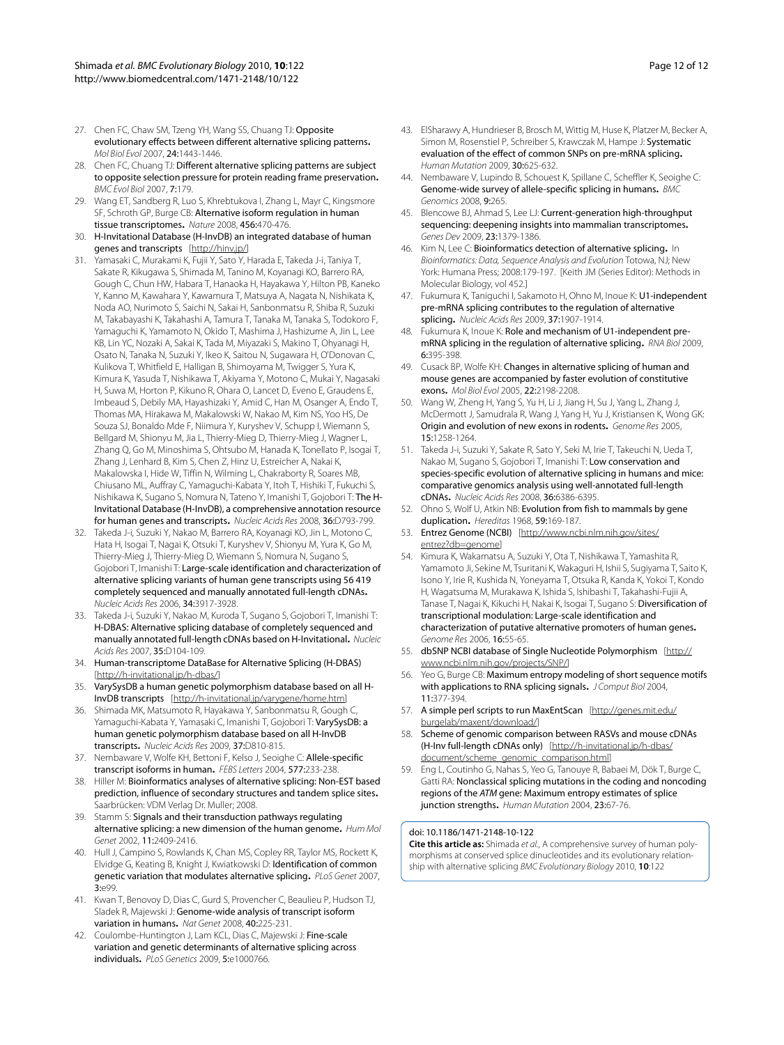27. Chen FC, Chaw SM, Tzeng YH, Wang SS, Chuang TJ: **Opposite evolutionary effects between different alternative splicing patterns.** *Mol Biol Evol* 2007, **24:**1443-1446.
28. Chen FC, Chuang TJ: **Different alternative splicing patterns are subject to opposite selection pressure for protein reading frame preservation.** *BMC Evol Biol* 2007, **7:**179.
29. Wang ET, Sandberg R, Luo S, Khrebtukova I, Zhang L, Mayr C, Kingsmore SF, Schroth GP, Burge CB: **Alternative isoform regulation in human tissue transcriptomes.** *Nature* 2008, **456:**470-476.
30. **H-Invitational Database (H-InvDB) an integrated database of human genes and transcripts** [http://hinv.jp/]
31. Yamasaki C, Murakami K, Fujii Y, Sato Y, Harada E, Takeda J-i, Taniya T, Sakate R, Kikugawa S, Shimada M, Tanino M, Koyanagi KO, Barrero RA, Gough C, Chun HW, Habara T, Hanaoka H, Hayakawa Y, Hilton PB, Kaneko Y, Kanno M, Kawahara Y, Kawamura T, Matsuya A, Nagata N, Nishikata K, Noda AO, Nurimoto S, Saichi N, Sakai H, Sanbonmatsu R, Shiba R, Suzuki M, Takabayashi K, Takahashi A, Tamura T, Tanaka M, Tanaka S, Todokoro F, Yamaguchi K, Yamamoto N, Okido T, Mashima J, Hashizume A, Jin L, Lee KB, Lin YC, Nozaki A, Sakai K, Tada M, Miyazaki S, Makino T, Ohyanagi H, Osato N, Tanaka N, Suzuki Y, Ikeo K, Saitou N, Sugawara H, O'Donovan C, Kulikova T, Whitfield E, Halligan B, Shimoyama M, Twigger S, Yura K, Kimura K, Yasuda T, Nishikawa T, Akiyama Y, Motono C, Mukai Y, Nagasaki H, Suwa M, Horton P, Kikuno R, Ohara O, Lancet D, Eveno E, Graudens E, Imbeaud S, Debily MA, Hayashizaki Y, Amid C, Han M, Osanger A, Endo T, Thomas MA, Hirakawa M, Makalowski W, Nakao M, Kim NS, Yoo HS, De Souza SJ, Bonaldo Mde F, Niimura Y, Kuryshev V, Schupp I, Wiemann S, Bellgard M, Shionyu M, Jia L, Thierry-Mieg D, Thierry-Mieg J, Wagner L, Zhang Q, Go M, Minoshima S, Ohtsubo M, Hanada K, Tonellato P, Isogai T, Zhang J, Lenhard B, Kim S, Chen Z, Hinz U, Estreicher A, Nakai K, Makalowska I, Hide W, Tiffin N, Wilming L, Chakraborty R, Soares MB, Chiusano ML, Auffray C, Yamaguchi-Kabata Y, Itoh T, Hishiki T, Fukuchi S, Nishikawa K, Sugano S, Nomura N, Tateno Y, Imanishi T, Gojobori T: **The H-Invitational Database (H-InvDB), a comprehensive annotation resource for human genes and transcripts.** *Nucleic Acids Res* 2008, **36:**D793-799.
32. Takeda J-i, Suzuki Y, Nakao M, Barrero RA, Koyanagi KO, Jin L, Motono C, Hata H, Isogai T, Nagai K, Otsuki T, Kuryshev V, Shionyu M, Yura K, Go M, Thierry-Mieg J, Thierry-Mieg D, Wiemann S, Nomura N, Sugano S, Gojobori T, Imanishi T: **Large-scale identification and characterization of alternative splicing variants of human gene transcripts using 56 419 completely sequenced and manually annotated full-length cDNAs.** *Nucleic Acids Res* 2006, **34:**3917-3928.
33. Takeda J-i, Suzuki Y, Nakao M, Kuroda T, Sugano S, Gojobori T, Imanishi T: **H-DBAS: Alternative splicing database of completely sequenced and manually annotated full-length cDNAs based on H-Invitational.** *Nucleic Acids Res* 2007, **35:**D104-109.
34. **Human-transcriptome DataBase for Alternative Splicing (H-DBAS)** [http://h-invitational.jp/h-dbas/]
35. **VarySysDB a human genetic polymorphism database based on all H-InvDB transcripts** [http://h-invitational.jp/varygene/home.htm]
36. Shimada MK, Matsumoto R, Hayakawa Y, Sanbonmatsu R, Gough C, Yamaguchi-Kabata Y, Yamasaki C, Imanishi T, Gojobori T: **VarySysDB: a human genetic polymorphism database based on all H-InvDB transcripts.** *Nucleic Acids Res* 2009, **37:**D810-815.
37. Nembaware V, Wolfe KH, Bettoni F, Kelso J, Seoighe C: **Allele-specific transcript isoforms in human.** *FEBS Letters* 2004, **577:**233-238.
38. Hiller M: **Bioinformatics analyses of alternative splicing: Non-EST based prediction, influence of secondary structures and tandem splice sites.** Saarbrücken: VDM Verlag Dr. Muller; 2008.
39. Stamm S: **Signals and their transduction pathways regulating alternative splicing: a new dimension of the human genome.** *Hum Mol Genet* 2002, **11:**2409-2416.
40. Hull J, Campino S, Rowlands K, Chan MS, Copley RR, Taylor MS, Rockett K, Elvidge G, Keating B, Knight J, Kwiatkowski D: **Identification of common genetic variation that modulates alternative splicing.** *PLoS Genet* 2007, **3:**e99.
41. Kwan T, Benovoy D, Dias C, Gurd S, Provencher C, Beaulieu P, Hudson TJ, Sladek R, Majewski J: **Genome-wide analysis of transcript isoform variation in humans.** *Nat Genet* 2008, **40:**225-231.
42. Coulombe-Huntington J, Lam KCL, Dias C, Majewski J: **Fine-scale variation and genetic determinants of alternative splicing across individuals.** *PLoS Genetics* 2009, **5:**e1000766.
43. ElSharawy A, Hundrieser B, Brosch M, Wittig M, Huse K, Platzer M, Becker A, Simon M, Rosenstiel P, Schreiber S, Krawczak M, Hampe J: **Systematic evaluation of the effect of common SNPs on pre-mRNA splicing.** *Human Mutation* 2009, **30:**625-632.
44. Nembaware V, Lupindo B, Schouest K, Spillane C, Scheffler K, Seoighe C: **Genome-wide survey of allele-specific splicing in humans.** *BMC Genomics* 2008, **9:**265.
45. Blencowe BJ, Ahmad S, Lee LJ: **Current-generation high-throughput sequencing: deepening insights into mammalian transcriptomes.** *Genes Dev* 2009, **23:**1379-1386.
46. Kim N, Lee C: **Bioinformatics detection of alternative splicing.** In *Bioinformatics: Data, Sequence Analysis and Evolution* Totowa, NJ; New York: Humana Press; 2008:179-197. [Keith JM (Series Editor): Methods in Molecular Biology, vol 452.]
47. Fukumura K, Taniguchi I, Sakamoto H, Ohno M, Inoue K: **U1-independent pre-mRNA splicing contributes to the regulation of alternative splicing.** *Nucleic Acids Res* 2009, **37:**1907-1914.
48. Fukumura K, Inoue K: **Role and mechanism of U1-independent pre-mRNA splicing in the regulation of alternative splicing.** *RNA Biol* 2009, **6:**395-398.
49. Cusack BP, Wolfe KH: **Changes in alternative splicing of human and mouse genes are accompanied by faster evolution of constitutive exons.** *Mol Biol Evol* 2005, **22:**2198-2208.
50. Wang W, Zheng H, Yang S, Yu H, Li J, Jiang H, Su J, Yang L, Zhang J, McDermott J, Samudrala R, Wang J, Yang H, Yu J, Kristiansen K, Wong GK: **Origin and evolution of new exons in rodents.** *Genome Res* 2005, **15:**1258-1264.
51. Takeda J-i, Suzuki Y, Sakate R, Sato Y, Seki M, Irie T, Takeuchi N, Ueda T, Nakao M, Sugano S, Gojobori T, Imanishi T: **Low conservation and species-specific evolution of alternative splicing in humans and mice: comparative genomics analysis using well-annotated full-length cDNAs.** *Nucleic Acids Res* 2008, **36:**6386-6395.
52. Ohno S, Wolf U, Atkin NB: **Evolution from fish to mammals by gene duplication.** *Hereditas* 1968, **59:**169-187.
53. **Entrez Genome (NCBI)** [http://www.ncbi.nlm.nih.gov/sites/entrez?db=genome]
54. Kimura K, Wakamatsu A, Suzuki Y, Ota T, Nishikawa T, Yamashita R, Yamamoto Ji, Sekine M, Tsuritani K, Wakaguri H, Ishii S, Sugiyama T, Saito K, Isono Y, Irie R, Kushida N, Yoneyama T, Otsuka R, Kanda K, Yokoi T, Kondo H, Wagatsuma M, Murakawa K, Ishida S, Ishibashi T, Takahashi-Fujii A, Tanase T, Nagai K, Kikuchi H, Nakai K, Isogai T, Sugano S: **Diversification of transcriptional modulation: Large-scale identification and characterization of putative alternative promoters of human genes.** *Genome Res* 2006, **16:**55-65.
55. **dbSNP NCBI database of Single Nucleotide Polymorphism** [http://www.ncbi.nlm.nih.gov/projects/SNP/]
56. Yeo G, Burge CB: **Maximum entropy modeling of short sequence motifs with applications to RNA splicing signals.** *J Comput Biol* 2004, **11:**377-394.
57. **A simple perl scripts to run MaxEntScan** [http://genes.mit.edu/burgelab/maxent/download/]
58. **Scheme of genomic comparison between RASVs and mouse cDNAs (H-Inv full-length cDNAs only)** [http://h-invitational.jp/h-dbas/document/scheme_genomic_comparison.html]
59. Eng L, Coutinho G, Nahas S, Yeo G, Tanouye R, Babaei M, Dök T, Burge C, Gatti RA: **Nonclassical splicing mutations in the coding and noncoding regions of the *ATM* gene: Maximum entropy estimates of splice junction strengths.** *Human Mutation* 2004, **23:**67-76.

doi: 10.1186/1471-2148-10-122

**Cite this article as:** Shimada *et al.*, A comprehensive survey of human polymorphisms at conserved splice dinucleotides and its evolutionary relationship with alternative splicing *BMC Evolutionary Biology* 2010, **10**:122